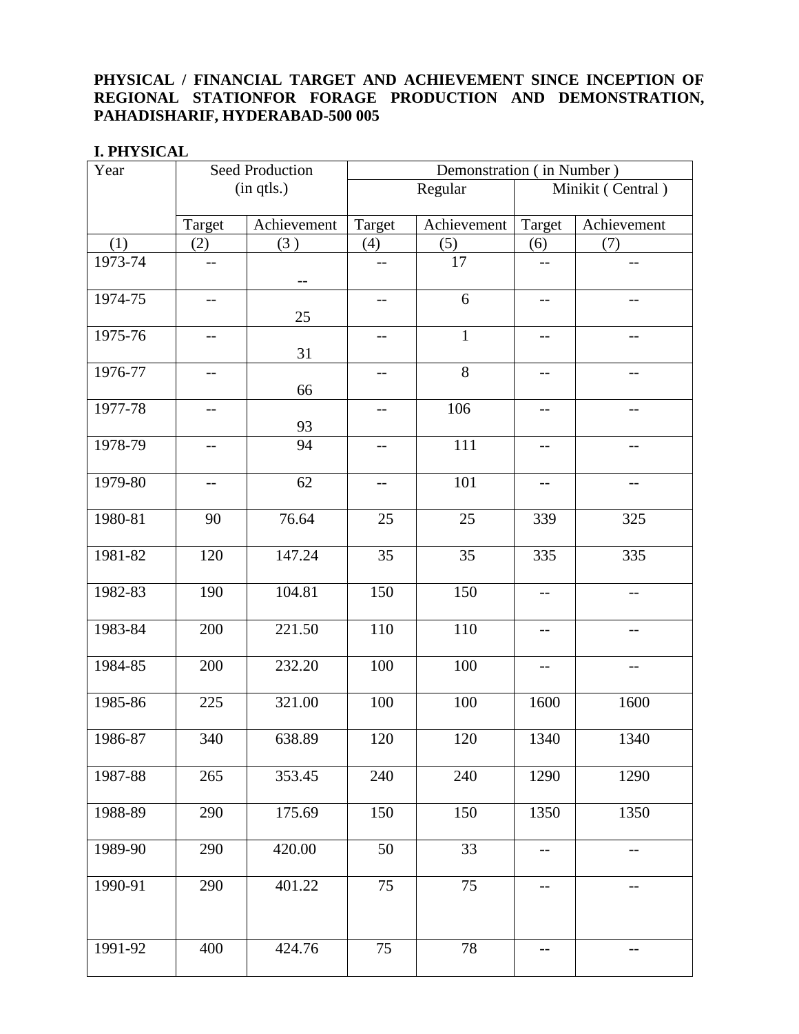**PHYSICAL / FINANCIAL TARGET AND ACHIEVEMENT SINCE INCEPTION OF REGIONAL STATIONFOR FORAGE PRODUCTION AND DEMONSTRATION, PAHADISHARIF, HYDERABAD-500 005**

**I. PHYSICAL**

| Year | Seed Production (in qtls.) | | Demonstration ( in Number ) | | | |
|---|---|---|---|---|---|---|
| | | | Regular | | Minikit ( Central ) | |
| | Target | Achievement | Target | Achievement | Target | Achievement |
| (1) | (2) | (3 ) | (4) | (5) | (6) | (7) |
| 1973-74 | -- | -- | -- | 17 | -- | -- |
| 1974-75 | -- | 25 | -- | 6 | -- | -- |
| 1975-76 | -- | 31 | -- | 1 | -- | -- |
| 1976-77 | -- | 66 | -- | 8 | -- | -- |
| 1977-78 | -- | 93 | -- | 106 | -- | -- |
| 1978-79 | -- | 94 | -- | 111 | -- | -- |
| 1979-80 | -- | 62 | -- | 101 | -- | -- |
| 1980-81 | 90 | 76.64 | 25 | 25 | 339 | 325 |
| 1981-82 | 120 | 147.24 | 35 | 35 | 335 | 335 |
| 1982-83 | 190 | 104.81 | 150 | 150 | -- | -- |
| 1983-84 | 200 | 221.50 | 110 | 110 | -- | -- |
| 1984-85 | 200 | 232.20 | 100 | 100 | -- | -- |
| 1985-86 | 225 | 321.00 | 100 | 100 | 1600 | 1600 |
| 1986-87 | 340 | 638.89 | 120 | 120 | 1340 | 1340 |
| 1987-88 | 265 | 353.45 | 240 | 240 | 1290 | 1290 |
| 1988-89 | 290 | 175.69 | 150 | 150 | 1350 | 1350 |
| 1989-90 | 290 | 420.00 | 50 | 33 | -- | -- |
| 1990-91 | 290 | 401.22 | 75 | 75 | -- | -- |
| 1991-92 | 400 | 424.76 | 75 | 78 | -- | -- |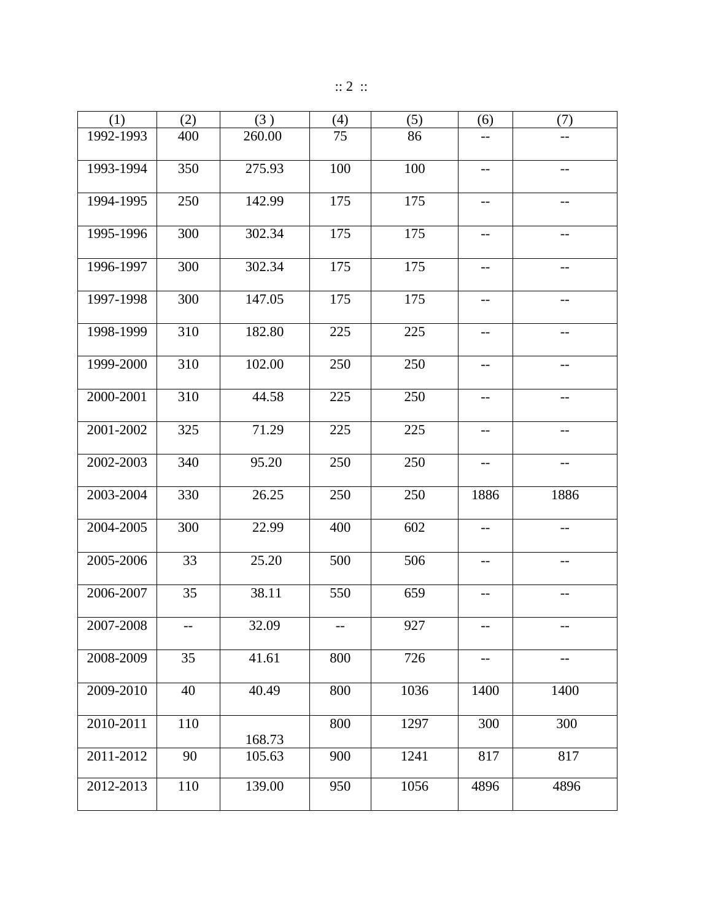| (1) | (2) | (3 ) | (4) | (5) | (6) | (7) |
|---|---|---|---|---|---|---|
| 1992-1993 | 400 | 260.00 | 75 | 86 | -- | -- |
| 1993-1994 | 350 | 275.93 | 100 | 100 | -- | -- |
| 1994-1995 | 250 | 142.99 | 175 | 175 | -- | -- |
| 1995-1996 | 300 | 302.34 | 175 | 175 | -- | -- |
| 1996-1997 | 300 | 302.34 | 175 | 175 | -- | -- |
| 1997-1998 | 300 | 147.05 | 175 | 175 | -- | -- |
| 1998-1999 | 310 | 182.80 | 225 | 225 | -- | -- |
| 1999-2000 | 310 | 102.00 | 250 | 250 | -- | -- |
| 2000-2001 | 310 | 44.58 | 225 | 250 | -- | -- |
| 2001-2002 | 325 | 71.29 | 225 | 225 | -- | -- |
| 2002-2003 | 340 | 95.20 | 250 | 250 | -- | -- |
| 2003-2004 | 330 | 26.25 | 250 | 250 | 1886 | 1886 |
| 2004-2005 | 300 | 22.99 | 400 | 602 | -- | -- |
| 2005-2006 | 33 | 25.20 | 500 | 506 | -- | -- |
| 2006-2007 | 35 | 38.11 | 550 | 659 | -- | -- |
| 2007-2008 | -- | 32.09 | -- | 927 | -- | -- |
| 2008-2009 | 35 | 41.61 | 800 | 726 | -- | -- |
| 2009-2010 | 40 | 40.49 | 800 | 1036 | 1400 | 1400 |
| 2010-2011 | 110 | 168.73 | 800 | 1297 | 300 | 300 |
| 2011-2012 | 90 | 105.63 | 900 | 1241 | 817 | 817 |
| 2012-2013 | 110 | 139.00 | 950 | 1056 | 4896 | 4896 |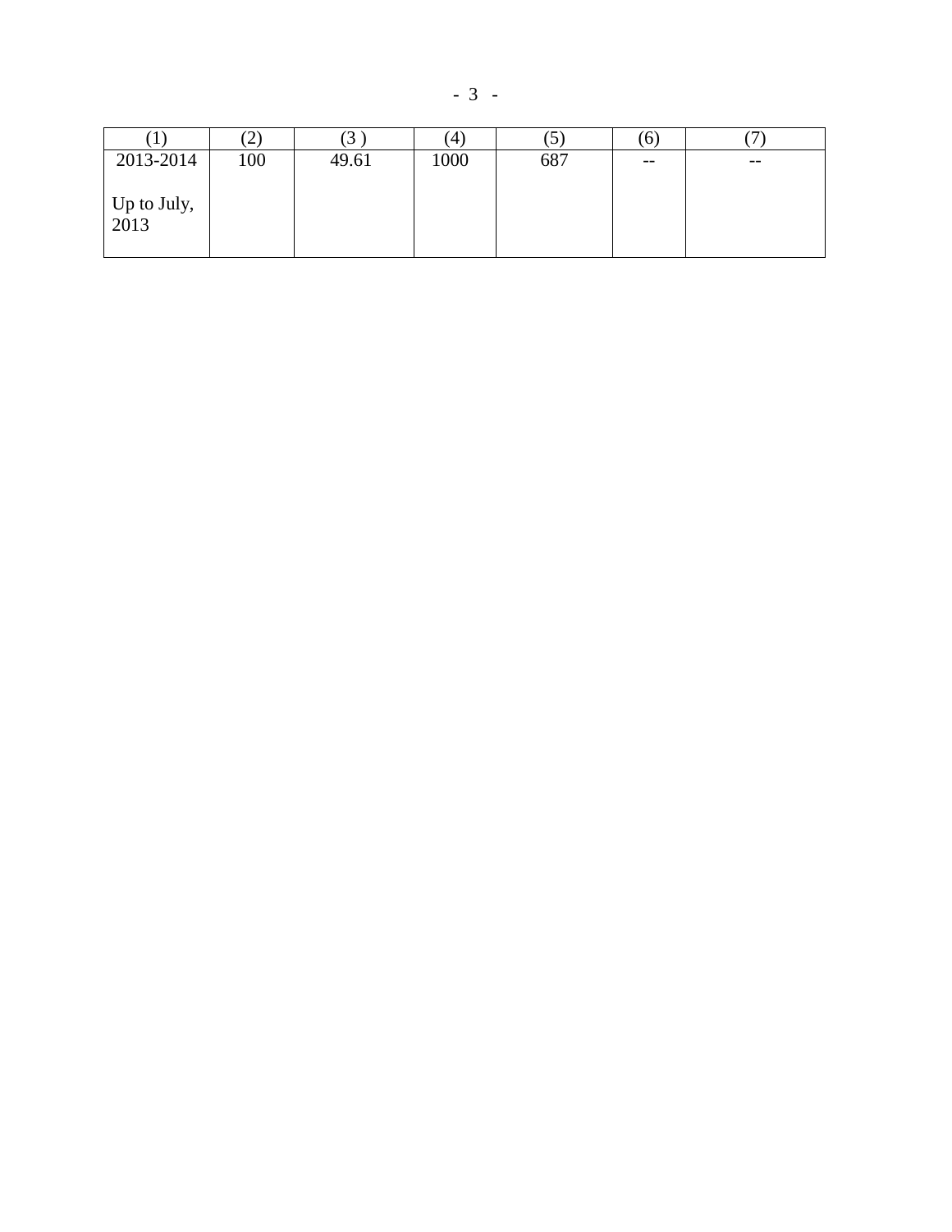| (1) | (2) | (3 ) | (4) | (5) | (6) | (7) |
|---|---|---|---|---|---|---|
| 2013-2014<br><br>Up to July, 2013 | 100 | 49.61 | 1000 | 687 | -- | -- |